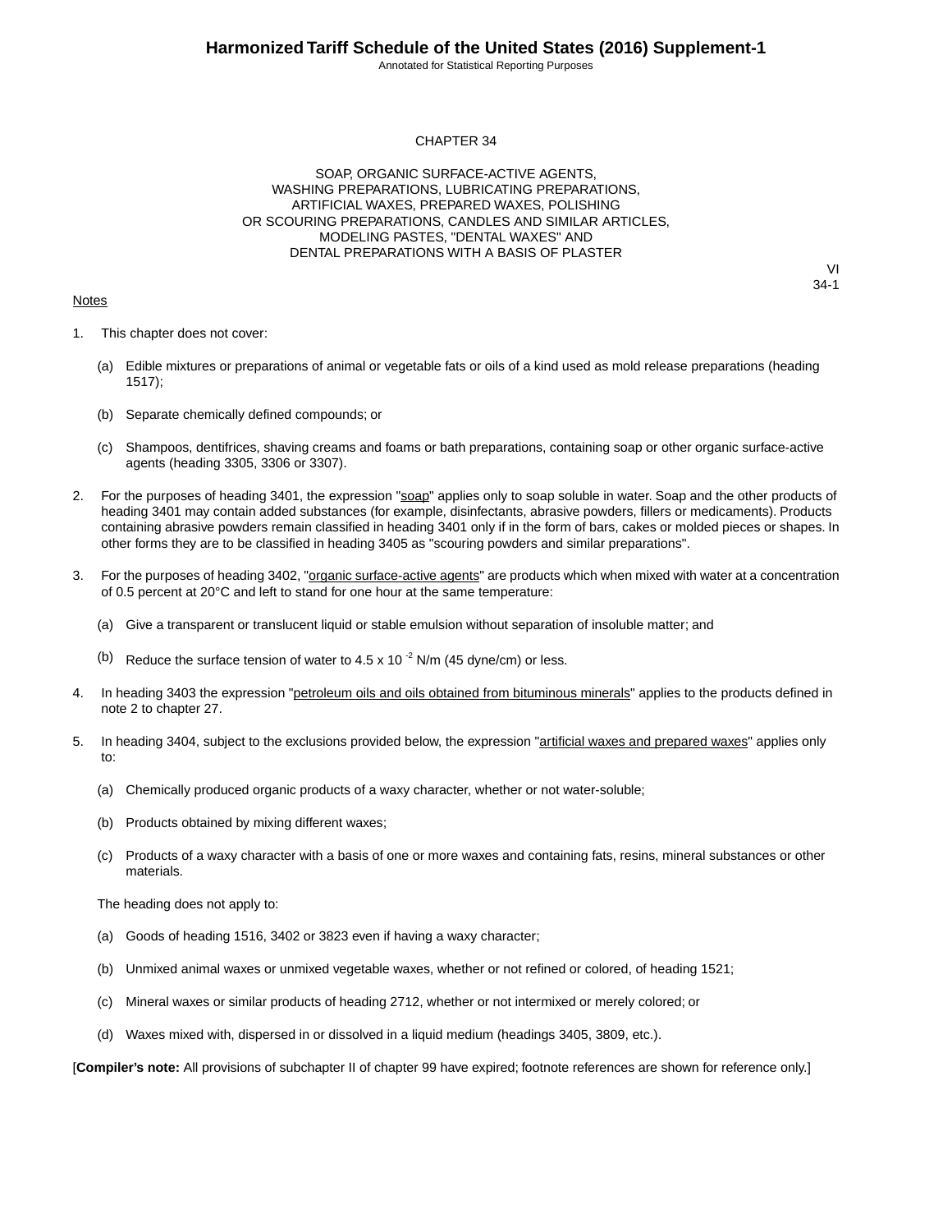# CHAPTER 34

## SOAP, ORGANIC SURFACE-ACTIVE AGENTS, WASHING PREPARATIONS, LUBRICATING PREPARATIONS, ARTIFICIAL WAXES, PREPARED WAXES, POLISHING OR SCOURING PREPARATIONS, CANDLES AND SIMILAR ARTICLES, MODELING PASTES, "DENTAL WAXES" AND DENTAL PREPARATIONS WITH A BASIS OF PLASTER

VI
34-1

Notes

1. This chapter does not cover:

   (a) Edible mixtures or preparations of animal or vegetable fats or oils of a kind used as mold release preparations (heading 1517);

   (b) Separate chemically defined compounds; or

   (c) Shampoos, dentifrices, shaving creams and foams or bath preparations, containing soap or other organic surface-active agents (heading 3305, 3306 or 3307).

2. For the purposes of heading 3401, the expression "soap" applies only to soap soluble in water. Soap and the other products of heading 3401 may contain added substances (for example, disinfectants, abrasive powders, fillers or medicaments). Products containing abrasive powders remain classified in heading 3401 only if in the form of bars, cakes or molded pieces or shapes. In other forms they are to be classified in heading 3405 as "scouring powders and similar preparations".

3. For the purposes of heading 3402, "organic surface-active agents" are products which when mixed with water at a concentration of 0.5 percent at 20°C and left to stand for one hour at the same temperature:

   (a) Give a transparent or translucent liquid or stable emulsion without separation of insoluble matter; and

   (b) Reduce the surface tension of water to $4.5 \times 10^{-2}$ N/m (45 dyne/cm) or less.

4. In heading 3403 the expression "petroleum oils and oils obtained from bituminous minerals" applies to the products defined in note 2 to chapter 27.

5. In heading 3404, subject to the exclusions provided below, the expression "artificial waxes and prepared waxes" applies only to:

   (a) Chemically produced organic products of a waxy character, whether or not water-soluble;

   (b) Products obtained by mixing different waxes;

   (c) Products of a waxy character with a basis of one or more waxes and containing fats, resins, mineral substances or other materials.

   The heading does not apply to:

   (a) Goods of heading 1516, 3402 or 3823 even if having a waxy character;

   (b) Unmixed animal waxes or unmixed vegetable waxes, whether or not refined or colored, of heading 1521;

   (c) Mineral waxes or similar products of heading 2712, whether or not intermixed or merely colored; or

   (d) Waxes mixed with, dispersed in or dissolved in a liquid medium (headings 3405, 3809, etc.).

[**Compiler's note:** All provisions of subchapter II of chapter 99 have expired; footnote references are shown for reference only.]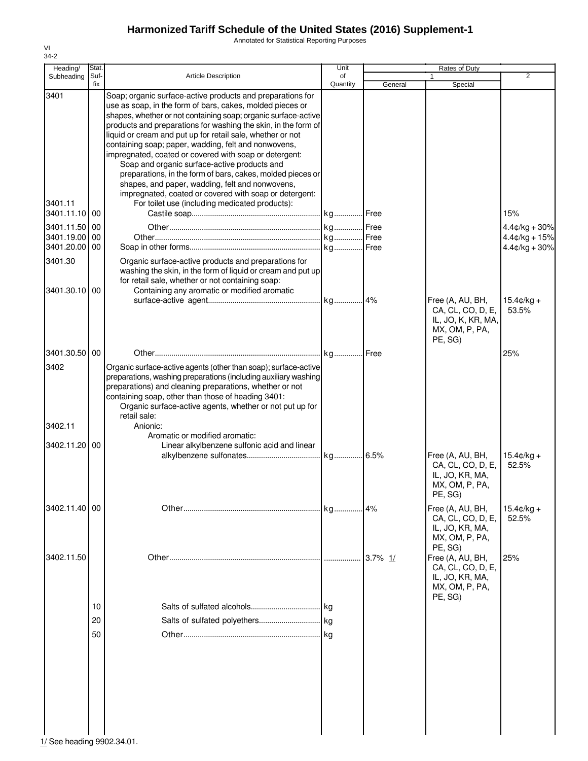# Harmonized Tariff Schedule of the United States (2016) Supplement-1

Annotated for Statistical Reporting Purposes

VI
34-2

| Heading/ Subheading | Stat. Suf- fix | Article Description | Unit of Quantity | Rates of Duty 1 General | Special | 2 |
|---|---|---|---|---|---|---|
| 3401 | | Soap; organic surface-active products and preparations for use as soap, in the form of bars, cakes, molded pieces or shapes, whether or not containing soap; organic surface-active products and preparations for washing the skin, in the form of liquid or cream and put up for retail sale, whether or not containing soap; paper, wadding, felt and nonwovens, impregnated, coated or covered with soap or detergent: | | | | |
| | | Soap and organic surface-active products and preparations, in the form of bars, cakes, molded pieces or shapes, and paper, wadding, felt and nonwovens, impregnated, coated or covered with soap or detergent: | | | | |
| 3401.11 | | For toilet use (including medicated products): | | | | |
| 3401.11.10 | 00 | Castile soap | kg | Free | | 15% |
| 3401.11.50 | 00 | Other | kg | Free | | 4.4¢/kg + 30% |
| 3401.19.00 | 00 | Other | kg | Free | | 4.4¢/kg + 15% |
| 3401.20.00 | 00 | Soap in other forms | kg | Free | | 4.4¢/kg + 30% |
| 3401.30 | | Organic surface-active products and preparations for washing the skin, in the form of liquid or cream and put up for retail sale, whether or not containing soap: | | | | |
| 3401.30.10 | 00 | Containing any aromatic or modified aromatic surface-active agent | kg | 4% | Free (A, AU, BH, CA, CL, CO, D, E, IL, JO, K, KR, MA, MX, OM, P, PA, PE, SG) | 15.4¢/kg + 53.5% |
| 3401.30.50 | 00 | Other | kg | Free | | 25% |
| 3402 | | Organic surface-active agents (other than soap); surface-active preparations, washing preparations (including auxiliary washing preparations) and cleaning preparations, whether or not containing soap, other than those of heading 3401: | | | | |
| | | Organic surface-active agents, whether or not put up for retail sale: | | | | |
| 3402.11 | | Anionic: | | | | |
| | | Aromatic or modified aromatic: | | | | |
| 3402.11.20 | 00 | Linear alkylbenzene sulfonic acid and linear alkylbenzene sulfonates | kg | 6.5% | Free (A, AU, BH, CA, CL, CO, D, E, IL, JO, KR, MA, MX, OM, P, PA, PE, SG) | 15.4¢/kg + 52.5% |
| 3402.11.40 | 00 | Other | kg | 4% | Free (A, AU, BH, CA, CL, CO, D, E, IL, JO, KR, MA, MX, OM, P, PA, PE, SG) | 15.4¢/kg + 52.5% |
| 3402.11.50 | | Other | | 3.7% 1/ | Free (A, AU, BH, CA, CL, CO, D, E, IL, JO, KR, MA, MX, OM, P, PA, PE, SG) | 25% |
| | 10 | Salts of sulfated alcohols | kg | | | |
| | 20 | Salts of sulfated polyethers | kg | | | |
| | 50 | Other | kg | | | |

1/ See heading 9902.34.01.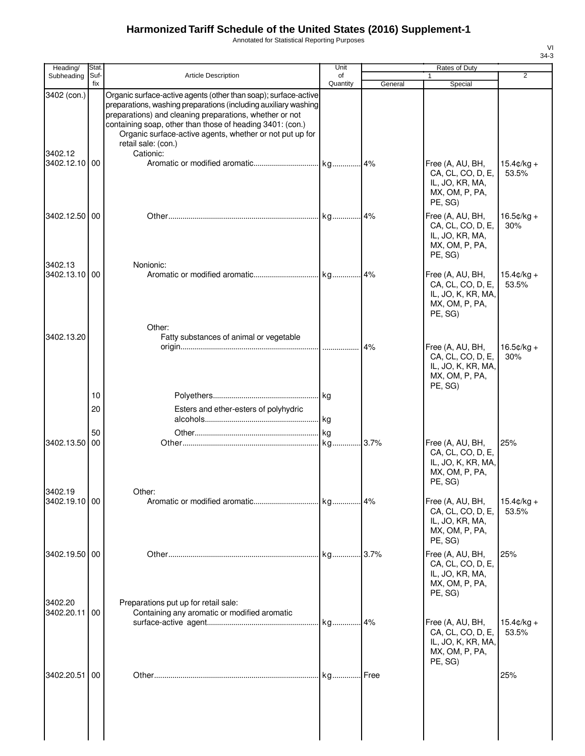# Harmonized Tariff Schedule of the United States (2016) Supplement-1

Annotated for Statistical Reporting Purposes

VI
34-3

| Heading/ Subheading | Stat. Suf- fix | Article Description | Unit of Quantity | Rates of Duty 1 General | Special | 2 |
|---|---|---|---|---|---|---|
| 3402 (con.) | | Organic surface-active agents (other than soap); surface-active preparations, washing preparations (including auxiliary washing preparations) and cleaning preparations, whether or not containing soap, other than those of heading 3401: (con.) | | | | |
| | | Organic surface-active agents, whether or not put up for retail sale: (con.) | | | | |
| 3402.12 | | Cationic: | | | | |
| 3402.12.10 | 00 | Aromatic or modified aromatic | kg | 4% | Free (A, AU, BH, CA, CL, CO, D, E, IL, JO, KR, MA, MX, OM, P, PA, PE, SG) | 15.4¢/kg + 53.5% |
| 3402.12.50 | 00 | Other | kg | 4% | Free (A, AU, BH, CA, CL, CO, D, E, IL, JO, KR, MA, MX, OM, P, PA, PE, SG) | 16.5¢/kg + 30% |
| 3402.13 | | Nonionic: | | | | |
| 3402.13.10 | 00 | Aromatic or modified aromatic | kg | 4% | Free (A, AU, BH, CA, CL, CO, D, E, IL, JO, K, KR, MA, MX, OM, P, PA, PE, SG) | 15.4¢/kg + 53.5% |
| | | Other: | | | | |
| 3402.13.20 | | Fatty substances of animal or vegetable origin | | 4% | Free (A, AU, BH, CA, CL, CO, D, E, IL, JO, K, KR, MA, MX, OM, P, PA, PE, SG) | 16.5¢/kg + 30% |
| | 10 | Polyethers | kg | | | |
| | 20 | Esters and ether-esters of polyhydric alcohols | kg | | | |
| | 50 | Other | kg | | | |
| 3402.13.50 | 00 | Other | kg | 3.7% | Free (A, AU, BH, CA, CL, CO, D, E, IL, JO, K, KR, MA, MX, OM, P, PA, PE, SG) | 25% |
| 3402.19 | | Other: | | | | |
| 3402.19.10 | 00 | Aromatic or modified aromatic | kg | 4% | Free (A, AU, BH, CA, CL, CO, D, E, IL, JO, KR, MA, MX, OM, P, PA, PE, SG) | 15.4¢/kg + 53.5% |
| 3402.19.50 | 00 | Other | kg | 3.7% | Free (A, AU, BH, CA, CL, CO, D, E, IL, JO, KR, MA, MX, OM, P, PA, PE, SG) | 25% |
| 3402.20 | | Preparations put up for retail sale: | | | | |
| 3402.20.11 | 00 | Containing any aromatic or modified aromatic surface-active agent | kg | 4% | Free (A, AU, BH, CA, CL, CO, D, E, IL, JO, K, KR, MA, MX, OM, P, PA, PE, SG) | 15.4¢/kg + 53.5% |
| 3402.20.51 | 00 | Other | kg | Free | | 25% |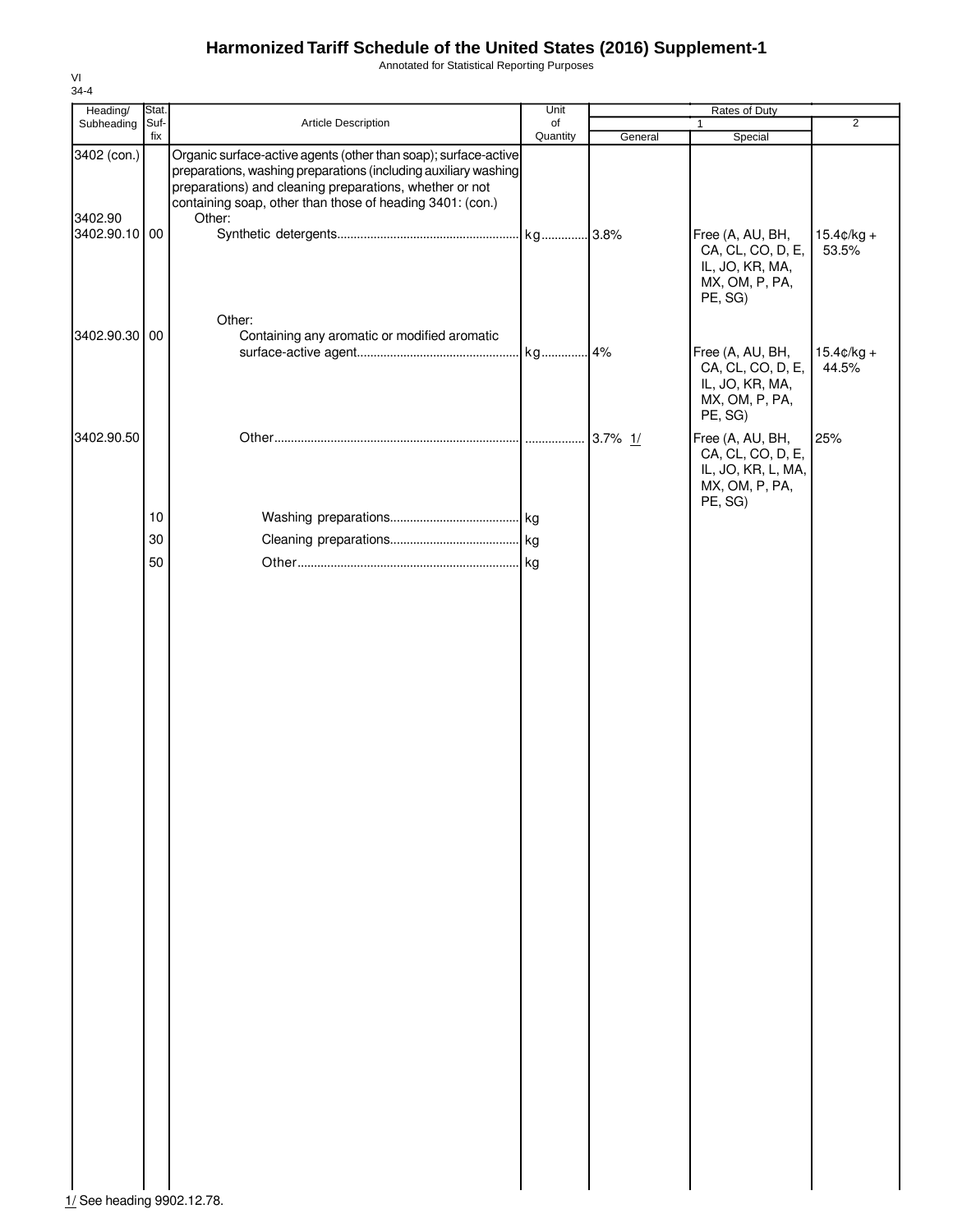# Harmonized Tariff Schedule of the United States (2016) Supplement-1

Annotated for Statistical Reporting Purposes

VI
34-4

| Heading/ Subheading | Stat. Suf-fix | Article Description | Unit of Quantity | Rates of Duty 1 General | Rates of Duty 1 Special | Rates of Duty 2 |
|---|---|---|---|---|---|---|
| 3402 (con.) | | Organic surface-active agents (other than soap); surface-active preparations, washing preparations (including auxiliary washing preparations) and cleaning preparations, whether or not containing soap, other than those of heading 3401: (con.) | | | | |
| 3402.90 | | Other: | | | | |
| 3402.90.10 | 00 | Synthetic detergents | kg | 3.8% | Free (A, AU, BH, CA, CL, CO, D, E, IL, JO, KR, MA, MX, OM, P, PA, PE, SG) | 15.4¢/kg + 53.5% |
| | | Other: | | | | |
| 3402.90.30 | 00 | Containing any aromatic or modified aromatic surface-active agent | kg | 4% | Free (A, AU, BH, CA, CL, CO, D, E, IL, JO, KR, MA, MX, OM, P, PA, PE, SG) | 15.4¢/kg + 44.5% |
| 3402.90.50 | | Other | | 3.7% 1/ | Free (A, AU, BH, CA, CL, CO, D, E, IL, JO, KR, L, MA, MX, OM, P, PA, PE, SG) | 25% |
| | 10 | Washing preparations | kg | | | |
| | 30 | Cleaning preparations | kg | | | |
| | 50 | Other | kg | | | |

1/ See heading 9902.12.78.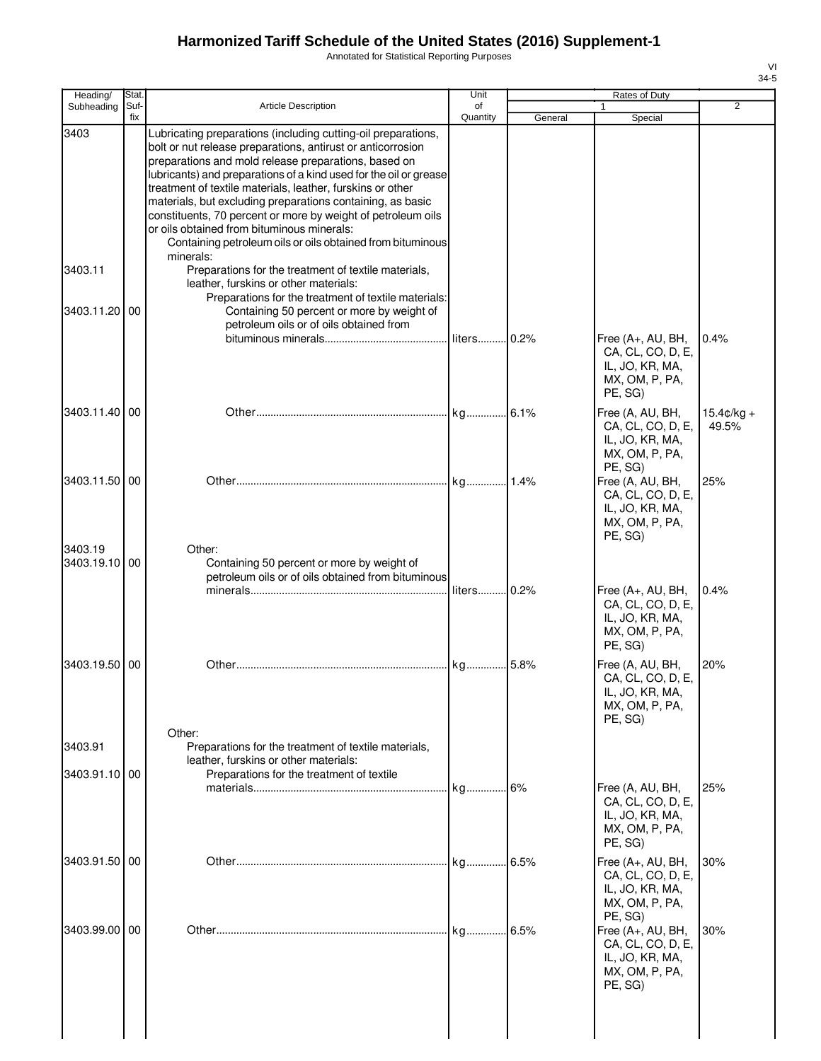# Harmonized Tariff Schedule of the United States (2016) Supplement-1

Annotated for Statistical Reporting Purposes

| Heading/ Subheading | Stat. Suf- fix | Article Description | Unit of Quantity | Rates of Duty 1 General | Special | 2 |
|---|---|---|---|---|---|---|
| 3403 | | Lubricating preparations (including cutting-oil preparations, bolt or nut release preparations, antirust or anticorrosion preparations and mold release preparations, based on lubricants) and preparations of a kind used for the oil or grease treatment of textile materials, leather, furskins or other materials, but excluding preparations containing, as basic constituents, 70 percent or more by weight of petroleum oils or oils obtained from bituminous minerals: | | | | |
| | | Containing petroleum oils or oils obtained from bituminous minerals: | | | | |
| 3403.11 | | Preparations for the treatment of textile materials, leather, furskins or other materials: | | | | |
| | | Preparations for the treatment of textile materials: | | | | |
| 3403.11.20 | 00 | Containing 50 percent or more by weight of petroleum oils or of oils obtained from bituminous minerals | liters | 0.2% | Free (A+, AU, BH, CA, CL, CO, D, E, IL, JO, KR, MA, MX, OM, P, PA, PE, SG) | 0.4% |
| 3403.11.40 | 00 | Other | kg | 6.1% | Free (A, AU, BH, CA, CL, CO, D, E, IL, JO, KR, MA, MX, OM, P, PA, PE, SG) | 15.4¢/kg + 49.5% |
| 3403.11.50 | 00 | Other | kg | 1.4% | Free (A, AU, BH, CA, CL, CO, D, E, IL, JO, KR, MA, MX, OM, P, PA, PE, SG) | 25% |
| 3403.19 | | Other: | | | | |
| 3403.19.10 | 00 | Containing 50 percent or more by weight of petroleum oils or of oils obtained from bituminous minerals | liters | 0.2% | Free (A+, AU, BH, CA, CL, CO, D, E, IL, JO, KR, MA, MX, OM, P, PA, PE, SG) | 0.4% |
| 3403.19.50 | 00 | Other | kg | 5.8% | Free (A, AU, BH, CA, CL, CO, D, E, IL, JO, KR, MA, MX, OM, P, PA, PE, SG) | 20% |
| | | Other: | | | | |
| 3403.91 | | Preparations for the treatment of textile materials, leather, furskins or other materials: | | | | |
| 3403.91.10 | 00 | Preparations for the treatment of textile materials | kg | 6% | Free (A, AU, BH, CA, CL, CO, D, E, IL, JO, KR, MA, MX, OM, P, PA, PE, SG) | 25% |
| 3403.91.50 | 00 | Other | kg | 6.5% | Free (A+, AU, BH, CA, CL, CO, D, E, IL, JO, KR, MA, MX, OM, P, PA, PE, SG) | 30% |
| 3403.99.00 | 00 | Other | kg | 6.5% | Free (A+, AU, BH, CA, CL, CO, D, E, IL, JO, KR, MA, MX, OM, P, PA, PE, SG) | 30% |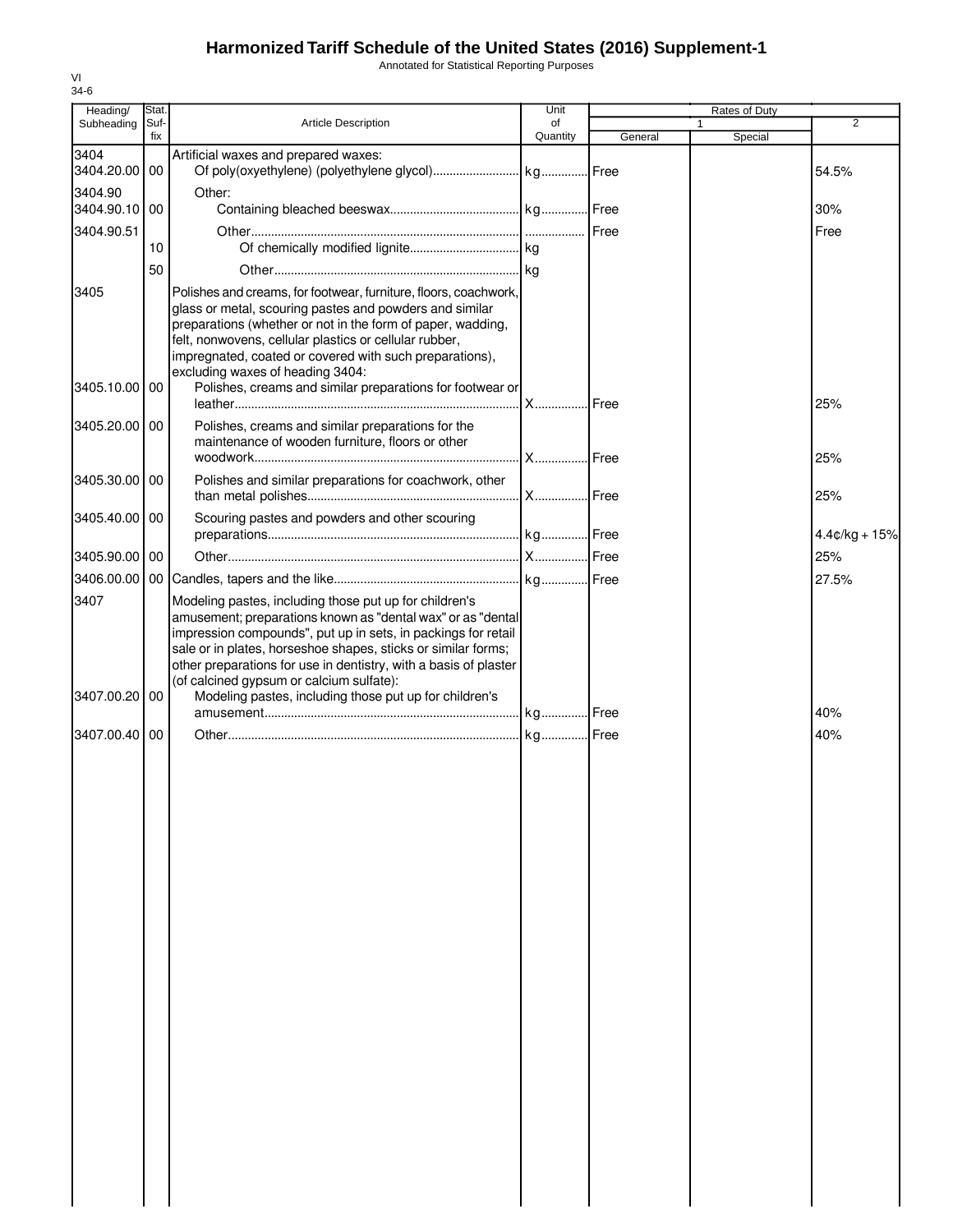# Harmonized Tariff Schedule of the United States (2016) Supplement-1

Annotated for Statistical Reporting Purposes

VI
34-6

| Heading/ Subheading | Stat. Suf- fix | Article Description | Unit of Quantity | Rates of Duty 1 General | Special | 2 |
|---|---|---|---|---|---|---|
| 3404 | | Artificial waxes and prepared waxes: | | | | |
| 3404.20.00 | 00 | Of poly(oxyethylene) (polyethylene glycol) | kg | Free | | 54.5% |
| 3404.90 | | Other: | | | | |
| 3404.90.10 | 00 | Containing bleached beeswax | kg | Free | | 30% |
| 3404.90.51 | | Other | | Free | | Free |
| | 10 | Of chemically modified lignite | kg | | | |
| | 50 | Other | kg | | | |
| 3405 | | Polishes and creams, for footwear, furniture, floors, coachwork, glass or metal, scouring pastes and powders and similar preparations (whether or not in the form of paper, wadding, felt, nonwovens, cellular plastics or cellular rubber, impregnated, coated or covered with such preparations), excluding waxes of heading 3404: | | | | |
| 3405.10.00 | 00 | Polishes, creams and similar preparations for footwear or leather | X | Free | | 25% |
| 3405.20.00 | 00 | Polishes, creams and similar preparations for the maintenance of wooden furniture, floors or other woodwork | X | Free | | 25% |
| 3405.30.00 | 00 | Polishes and similar preparations for coachwork, other than metal polishes | X | Free | | 25% |
| 3405.40.00 | 00 | Scouring pastes and powders and other scouring preparations | kg | Free | | 4.4¢/kg + 15% |
| 3405.90.00 | 00 | Other | X | Free | | 25% |
| 3406.00.00 | 00 | Candles, tapers and the like | kg | Free | | 27.5% |
| 3407 | | Modeling pastes, including those put up for children's amusement; preparations known as "dental wax" or as "dental impression compounds", put up in sets, in packings for retail sale or in plates, horseshoe shapes, sticks or similar forms; other preparations for use in dentistry, with a basis of plaster (of calcined gypsum or calcium sulfate): | | | | |
| 3407.00.20 | 00 | Modeling pastes, including those put up for children's amusement | kg | Free | | 40% |
| 3407.00.40 | 00 | Other | kg | Free | | 40% |